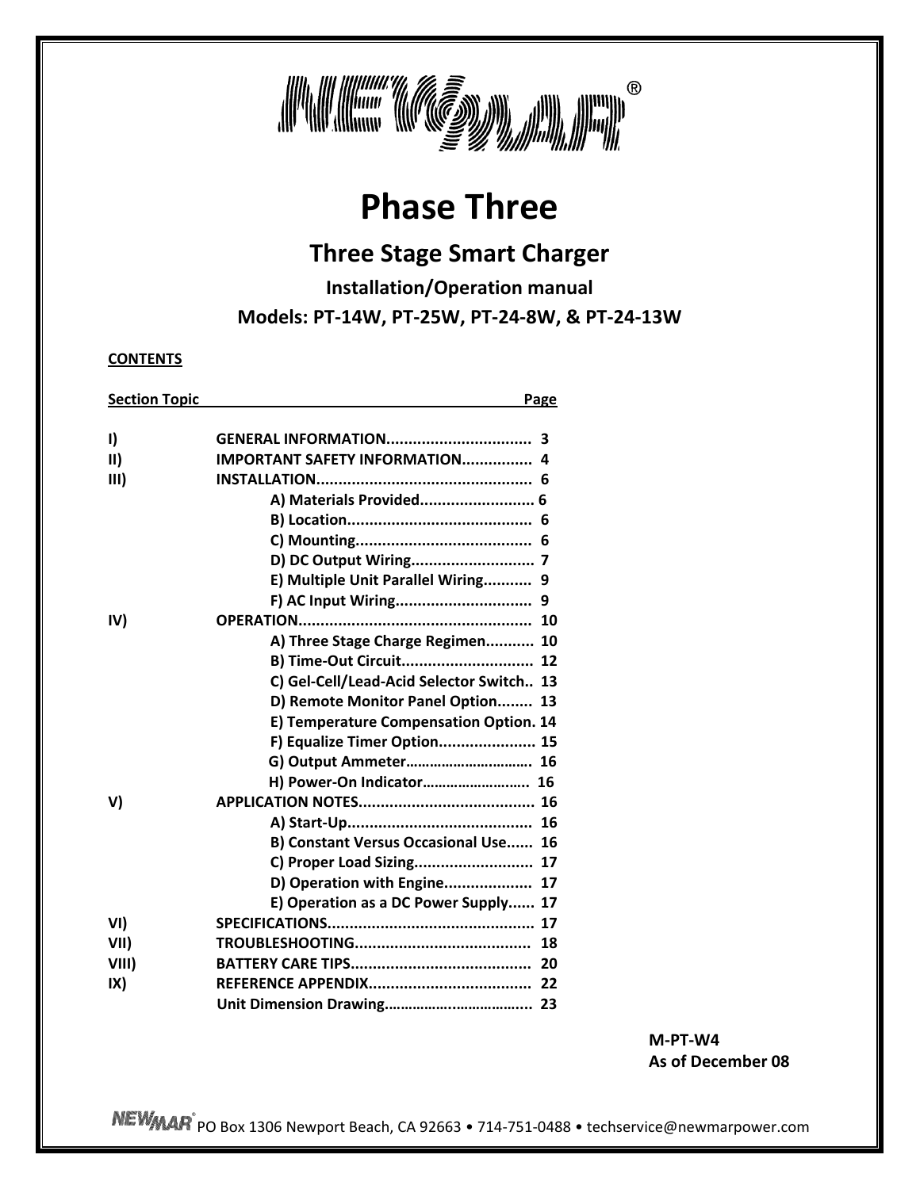# NEWMAR®

# Phase Three

## Three Stage Smart Charger

### Installation/Operation manual

### Models: PT-14W, PT-25W, PT-24-8W, & PT-24-13W

**CONTENTS**

| Section | Topic | Page |
|---|---|---|
| I) | GENERAL INFORMATION | 3 |
| II) | IMPORTANT SAFETY INFORMATION | 4 |
| III) | INSTALLATION | 6 |
| | A) Materials Provided | 6 |
| | B) Location | 6 |
| | C) Mounting | 6 |
| | D) DC Output Wiring | 7 |
| | E) Multiple Unit Parallel Wiring | 9 |
| | F) AC Input Wiring | 9 |
| IV) | OPERATION | 10 |
| | A) Three Stage Charge Regimen | 10 |
| | B) Time-Out Circuit | 12 |
| | C) Gel-Cell/Lead-Acid Selector Switch | 13 |
| | D) Remote Monitor Panel Option | 13 |
| | E) Temperature Compensation Option | 14 |
| | F) Equalize Timer Option | 15 |
| | G) Output Ammeter | 16 |
| | H) Power-On Indicator | 16 |
| V) | APPLICATION NOTES | 16 |
| | A) Start-Up | 16 |
| | B) Constant Versus Occasional Use | 16 |
| | C) Proper Load Sizing | 17 |
| | D) Operation with Engine | 17 |
| | E) Operation as a DC Power Supply | 17 |
| VI) | SPECIFICATIONS | 17 |
| VII) | TROUBLESHOOTING | 18 |
| VIII) | BATTERY CARE TIPS | 20 |
| IX) | REFERENCE APPENDIX | 22 |
| | Unit Dimension Drawing | 23 |

**M-PT-W4**
**As of December 08**

NEWMAR® PO Box 1306 Newport Beach, CA 92663 • 714-751-0488 • techservice@newmarpower.com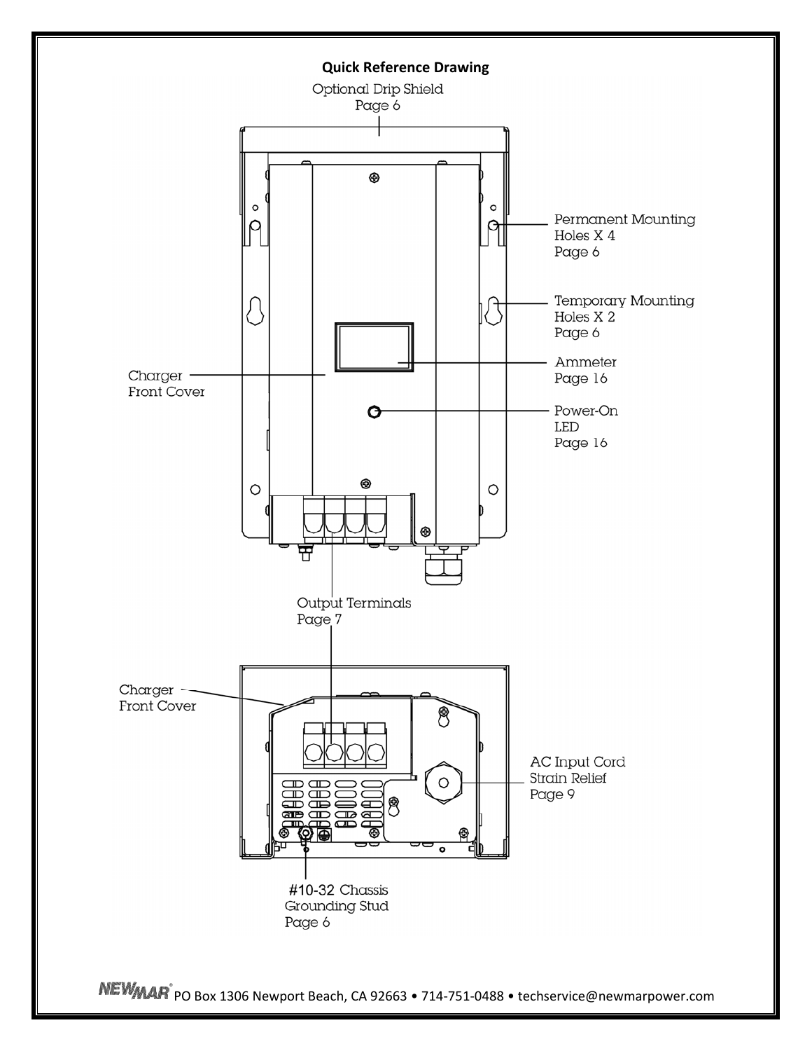**Quick Reference Drawing**

Optional Drip Shield
Page 6

Permanent Mounting
Holes X 4
Page 6

Temporary Mounting
Holes X 2
Page 6

Charger
Front Cover

Ammeter
Page 16

Power-On
LED
Page 16

Output Terminals
Page 7

Charger
Front Cover

AC Input Cord
Strain Relief
Page 9

#10-32 Chassis
Grounding Stud
Page 6

NEWMAR® PO Box 1306 Newport Beach, CA 92663 • 714-751-0488 • techservice@newmarpower.com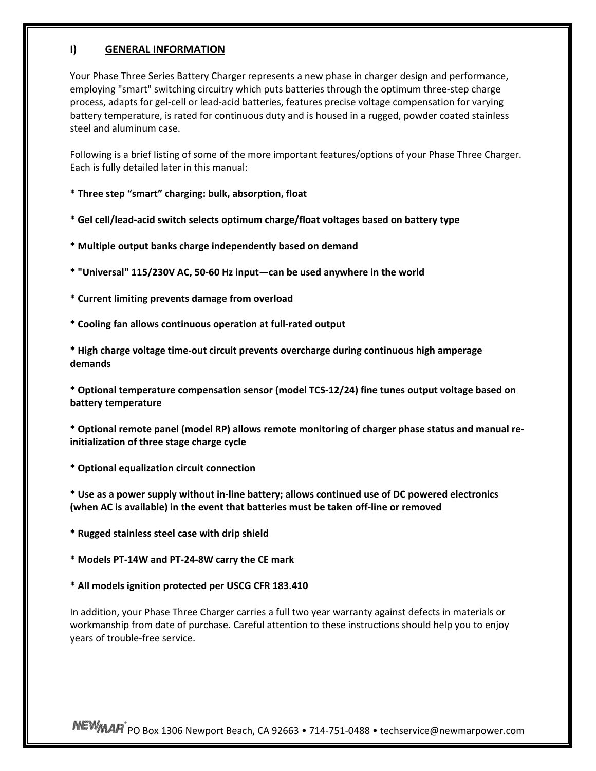## I) GENERAL INFORMATION

Your Phase Three Series Battery Charger represents a new phase in charger design and performance, employing "smart" switching circuitry which puts batteries through the optimum three-step charge process, adapts for gel-cell or lead-acid batteries, features precise voltage compensation for varying battery temperature, is rated for continuous duty and is housed in a rugged, powder coated stainless steel and aluminum case.

Following is a brief listing of some of the more important features/options of your Phase Three Charger. Each is fully detailed later in this manual:

**\* Three step “smart” charging: bulk, absorption, float**

**\* Gel cell/lead-acid switch selects optimum charge/float voltages based on battery type**

**\* Multiple output banks charge independently based on demand**

**\* "Universal" 115/230V AC, 50-60 Hz input—can be used anywhere in the world**

**\* Current limiting prevents damage from overload**

**\* Cooling fan allows continuous operation at full-rated output**

**\* High charge voltage time-out circuit prevents overcharge during continuous high amperage demands**

**\* Optional temperature compensation sensor (model TCS-12/24) fine tunes output voltage based on battery temperature**

**\* Optional remote panel (model RP) allows remote monitoring of charger phase status and manual re-initialization of three stage charge cycle**

**\* Optional equalization circuit connection**

**\* Use as a power supply without in-line battery; allows continued use of DC powered electronics (when AC is available) in the event that batteries must be taken off-line or removed**

**\* Rugged stainless steel case with drip shield**

**\* Models PT-14W and PT-24-8W carry the CE mark**

**\* All models ignition protected per USCG CFR 183.410**

In addition, your Phase Three Charger carries a full two year warranty against defects in materials or workmanship from date of purchase. Careful attention to these instructions should help you to enjoy years of trouble-free service.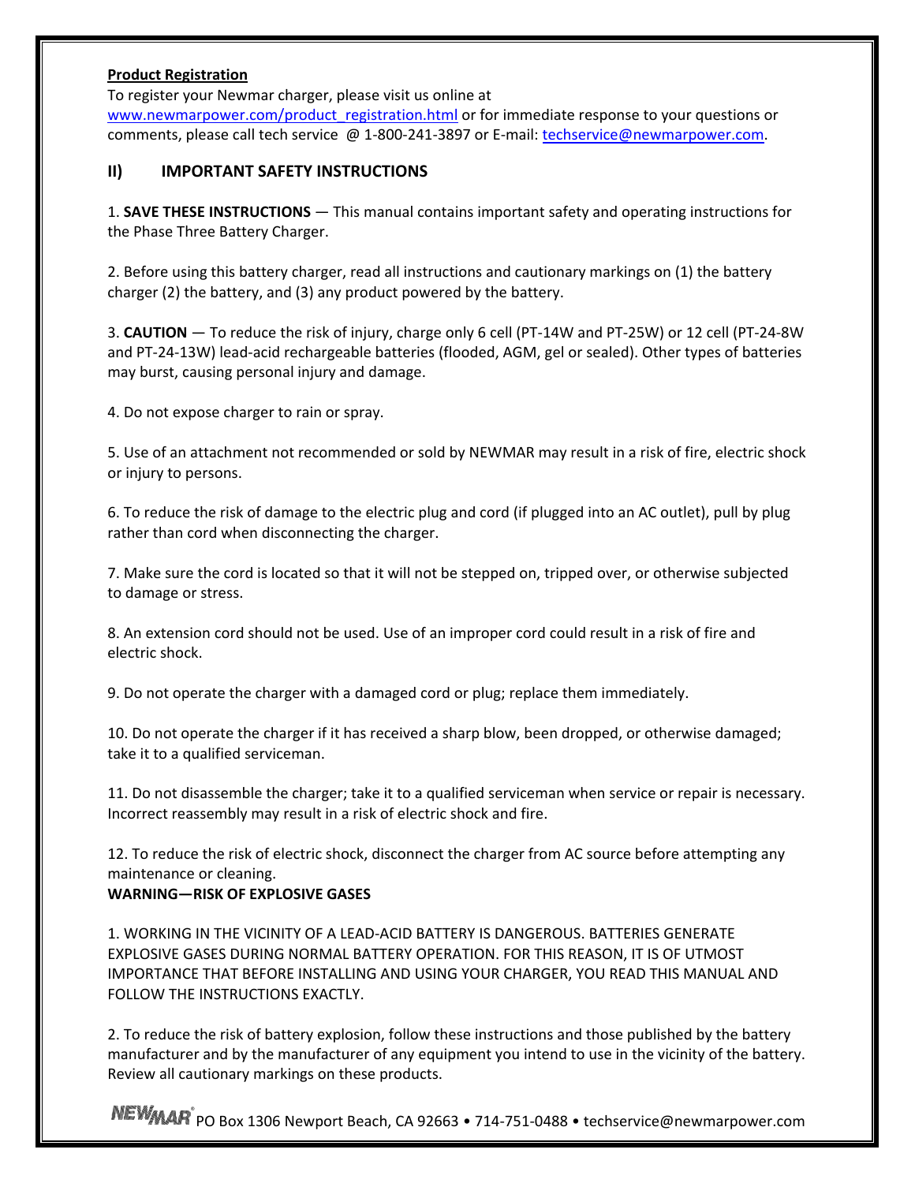**Product Registration**

To register your Newmar charger, please visit us online at [www.newmarpower.com/product_registration.html](www.newmarpower.com/product_registration.html) or for immediate response to your questions or comments, please call tech service @ 1-800-241-3897 or E-mail: [techservice@newmarpower.com](mailto:techservice@newmarpower.com).

## II) IMPORTANT SAFETY INSTRUCTIONS

1. **SAVE THESE INSTRUCTIONS** — This manual contains important safety and operating instructions for the Phase Three Battery Charger.

2. Before using this battery charger, read all instructions and cautionary markings on (1) the battery charger (2) the battery, and (3) any product powered by the battery.

3. **CAUTION** — To reduce the risk of injury, charge only 6 cell (PT-14W and PT-25W) or 12 cell (PT-24-8W and PT-24-13W) lead-acid rechargeable batteries (flooded, AGM, gel or sealed). Other types of batteries may burst, causing personal injury and damage.

4. Do not expose charger to rain or spray.

5. Use of an attachment not recommended or sold by NEWMAR may result in a risk of fire, electric shock or injury to persons.

6. To reduce the risk of damage to the electric plug and cord (if plugged into an AC outlet), pull by plug rather than cord when disconnecting the charger.

7. Make sure the cord is located so that it will not be stepped on, tripped over, or otherwise subjected to damage or stress.

8. An extension cord should not be used. Use of an improper cord could result in a risk of fire and electric shock.

9. Do not operate the charger with a damaged cord or plug; replace them immediately.

10. Do not operate the charger if it has received a sharp blow, been dropped, or otherwise damaged; take it to a qualified serviceman.

11. Do not disassemble the charger; take it to a qualified serviceman when service or repair is necessary. Incorrect reassembly may result in a risk of electric shock and fire.

12. To reduce the risk of electric shock, disconnect the charger from AC source before attempting any maintenance or cleaning.

**WARNING—RISK OF EXPLOSIVE GASES**

1. WORKING IN THE VICINITY OF A LEAD-ACID BATTERY IS DANGEROUS. BATTERIES GENERATE EXPLOSIVE GASES DURING NORMAL BATTERY OPERATION. FOR THIS REASON, IT IS OF UTMOST IMPORTANCE THAT BEFORE INSTALLING AND USING YOUR CHARGER, YOU READ THIS MANUAL AND FOLLOW THE INSTRUCTIONS EXACTLY.

2. To reduce the risk of battery explosion, follow these instructions and those published by the battery manufacturer and by the manufacturer of any equipment you intend to use in the vicinity of the battery. Review all cautionary markings on these products.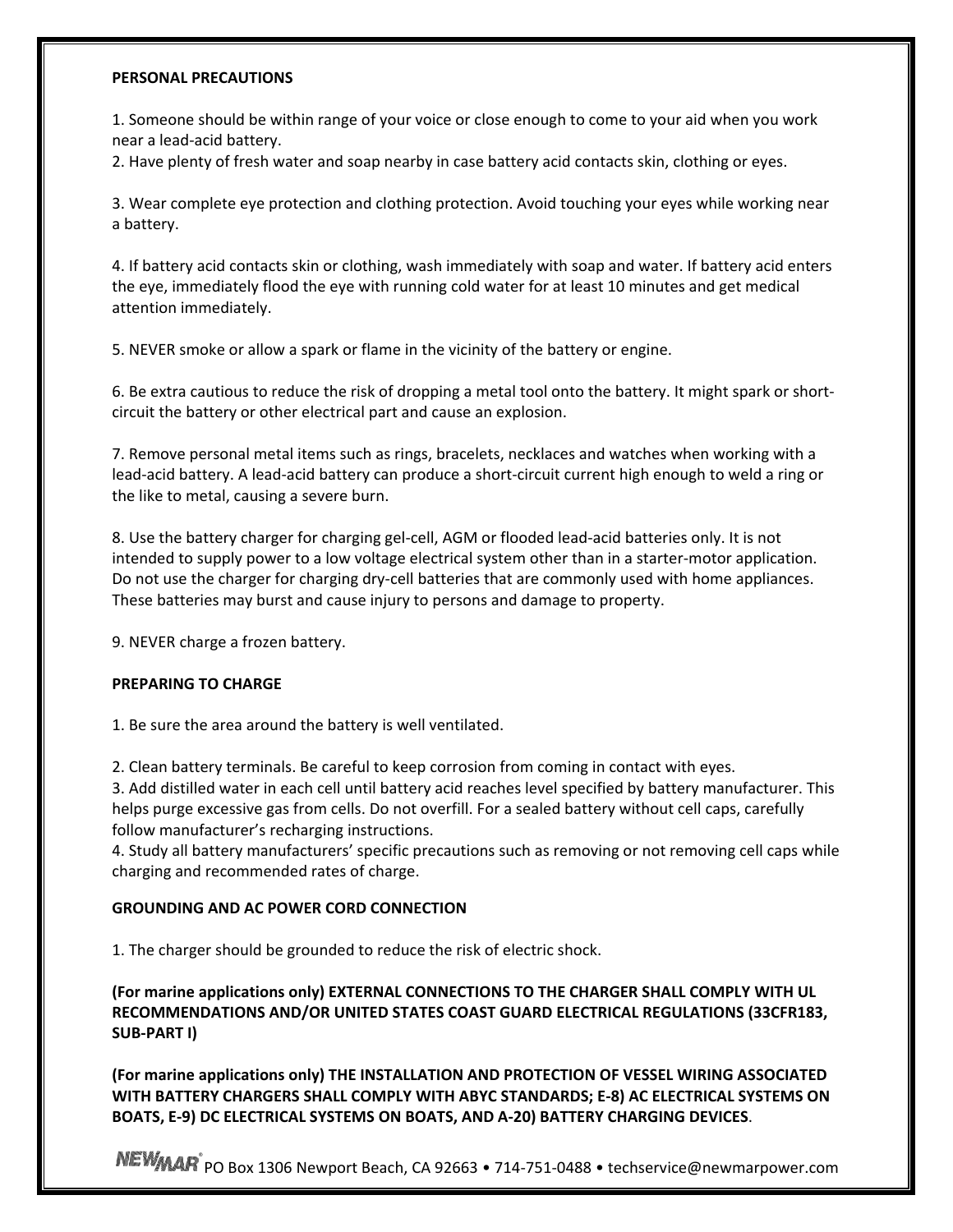**PERSONAL PRECAUTIONS**

1. Someone should be within range of your voice or close enough to come to your aid when you work near a lead-acid battery.
2. Have plenty of fresh water and soap nearby in case battery acid contacts skin, clothing or eyes.

3. Wear complete eye protection and clothing protection. Avoid touching your eyes while working near a battery.

4. If battery acid contacts skin or clothing, wash immediately with soap and water. If battery acid enters the eye, immediately flood the eye with running cold water for at least 10 minutes and get medical attention immediately.

5. NEVER smoke or allow a spark or flame in the vicinity of the battery or engine.

6. Be extra cautious to reduce the risk of dropping a metal tool onto the battery. It might spark or short-circuit the battery or other electrical part and cause an explosion.

7. Remove personal metal items such as rings, bracelets, necklaces and watches when working with a lead-acid battery. A lead-acid battery can produce a short-circuit current high enough to weld a ring or the like to metal, causing a severe burn.

8. Use the battery charger for charging gel-cell, AGM or flooded lead-acid batteries only. It is not intended to supply power to a low voltage electrical system other than in a starter-motor application. Do not use the charger for charging dry-cell batteries that are commonly used with home appliances. These batteries may burst and cause injury to persons and damage to property.

9. NEVER charge a frozen battery.

**PREPARING TO CHARGE**

1. Be sure the area around the battery is well ventilated.

2. Clean battery terminals. Be careful to keep corrosion from coming in contact with eyes.
3. Add distilled water in each cell until battery acid reaches level specified by battery manufacturer. This helps purge excessive gas from cells. Do not overfill. For a sealed battery without cell caps, carefully follow manufacturer's recharging instructions.
4. Study all battery manufacturers' specific precautions such as removing or not removing cell caps while charging and recommended rates of charge.

**GROUNDING AND AC POWER CORD CONNECTION**

1. The charger should be grounded to reduce the risk of electric shock.

**(For marine applications only) EXTERNAL CONNECTIONS TO THE CHARGER SHALL COMPLY WITH UL RECOMMENDATIONS AND/OR UNITED STATES COAST GUARD ELECTRICAL REGULATIONS (33CFR183, SUB-PART I)**

**(For marine applications only) THE INSTALLATION AND PROTECTION OF VESSEL WIRING ASSOCIATED WITH BATTERY CHARGERS SHALL COMPLY WITH ABYC STANDARDS; E-8) AC ELECTRICAL SYSTEMS ON BOATS, E-9) DC ELECTRICAL SYSTEMS ON BOATS, AND A-20) BATTERY CHARGING DEVICES**.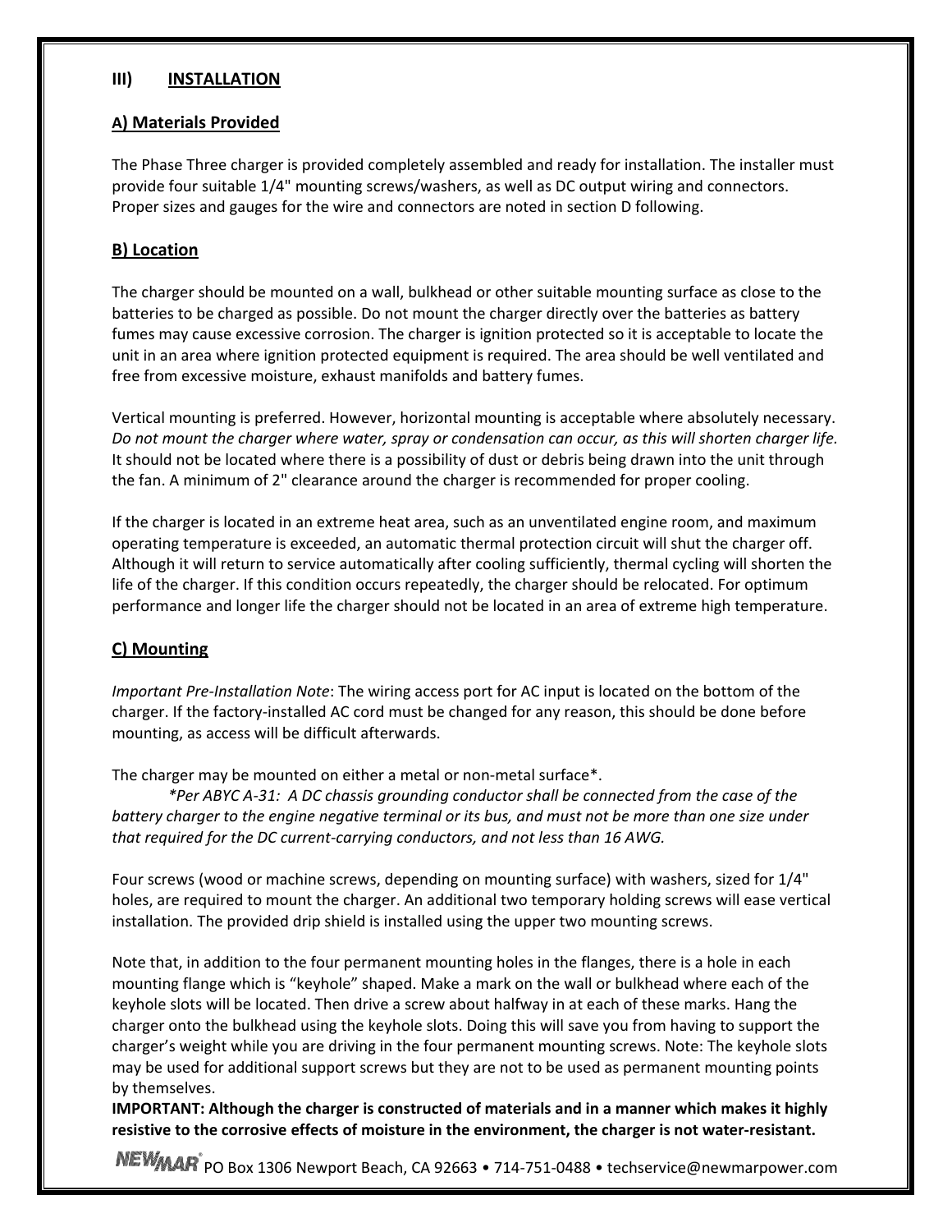## III) INSTALLATION

### A) Materials Provided

The Phase Three charger is provided completely assembled and ready for installation. The installer must provide four suitable 1/4" mounting screws/washers, as well as DC output wiring and connectors. Proper sizes and gauges for the wire and connectors are noted in section D following.

### B) Location

The charger should be mounted on a wall, bulkhead or other suitable mounting surface as close to the batteries to be charged as possible. Do not mount the charger directly over the batteries as battery fumes may cause excessive corrosion. The charger is ignition protected so it is acceptable to locate the unit in an area where ignition protected equipment is required. The area should be well ventilated and free from excessive moisture, exhaust manifolds and battery fumes.

Vertical mounting is preferred. However, horizontal mounting is acceptable where absolutely necessary. *Do not mount the charger where water, spray or condensation can occur, as this will shorten charger life.* It should not be located where there is a possibility of dust or debris being drawn into the unit through the fan. A minimum of 2" clearance around the charger is recommended for proper cooling.

If the charger is located in an extreme heat area, such as an unventilated engine room, and maximum operating temperature is exceeded, an automatic thermal protection circuit will shut the charger off. Although it will return to service automatically after cooling sufficiently, thermal cycling will shorten the life of the charger. If this condition occurs repeatedly, the charger should be relocated. For optimum performance and longer life the charger should not be located in an area of extreme high temperature.

### C) Mounting

*Important Pre-Installation Note*: The wiring access port for AC input is located on the bottom of the charger. If the factory-installed AC cord must be changed for any reason, this should be done before mounting, as access will be difficult afterwards.

The charger may be mounted on either a metal or non-metal surface*.

*\*Per ABYC A-31: A DC chassis grounding conductor shall be connected from the case of the battery charger to the engine negative terminal or its bus, and must not be more than one size under that required for the DC current-carrying conductors, and not less than 16 AWG.*

Four screws (wood or machine screws, depending on mounting surface) with washers, sized for 1/4" holes, are required to mount the charger. An additional two temporary holding screws will ease vertical installation. The provided drip shield is installed using the upper two mounting screws.

Note that, in addition to the four permanent mounting holes in the flanges, there is a hole in each mounting flange which is "keyhole" shaped. Make a mark on the wall or bulkhead where each of the keyhole slots will be located. Then drive a screw about halfway in at each of these marks. Hang the charger onto the bulkhead using the keyhole slots. Doing this will save you from having to support the charger's weight while you are driving in the four permanent mounting screws. Note: The keyhole slots may be used for additional support screws but they are not to be used as permanent mounting points by themselves.

**IMPORTANT: Although the charger is constructed of materials and in a manner which makes it highly resistive to the corrosive effects of moisture in the environment, the charger is not water-resistant.**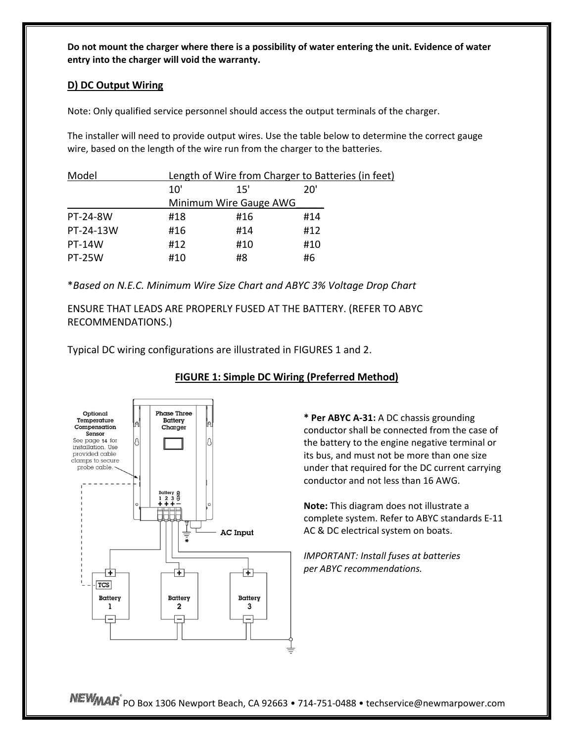**Do not mount the charger where there is a possibility of water entering the unit. Evidence of water entry into the charger will void the warranty.**

## D) DC Output Wiring

Note: Only qualified service personnel should access the output terminals of the charger.

The installer will need to provide output wires. Use the table below to determine the correct gauge wire, based on the length of the wire run from the charger to the batteries.

| Model | Length of Wire from Charger to Batteries (in feet) | | |
|---|---|---|---|
| | 10' | 15' | 20' |
| | Minimum Wire Gauge AWG | | |
| PT-24-8W | #18 | #16 | #14 |
| PT-24-13W | #16 | #14 | #12 |
| PT-14W | #12 | #10 | #10 |
| PT-25W | #10 | #8 | #6 |

*\*Based on N.E.C. Minimum Wire Size Chart and ABYC 3% Voltage Drop Chart*

ENSURE THAT LEADS ARE PROPERLY FUSED AT THE BATTERY. (REFER TO ABYC RECOMMENDATIONS.)

Typical DC wiring configurations are illustrated in FIGURES 1 and 2.

**FIGURE 1: Simple DC Wiring (Preferred Method)**

Optional Temperature Compensation Sensor
See page 14 for installation. Use provided cable clamps to secure probe cable.

Phase Three Battery Charger

Battery 1 2 3 GND + + + −

AC Input

TCS

Battery 1 | Battery 2 | Battery 3

**\* Per ABYC A-31:** A DC chassis grounding conductor shall be connected from the case of the battery to the engine negative terminal or its bus, and must not be more than one size under that required for the DC current carrying conductor and not less than 16 AWG.

**Note:** This diagram does not illustrate a complete system. Refer to ABYC standards E-11 AC & DC electrical system on boats.

*IMPORTANT: Install fuses at batteries per ABYC recommendations.*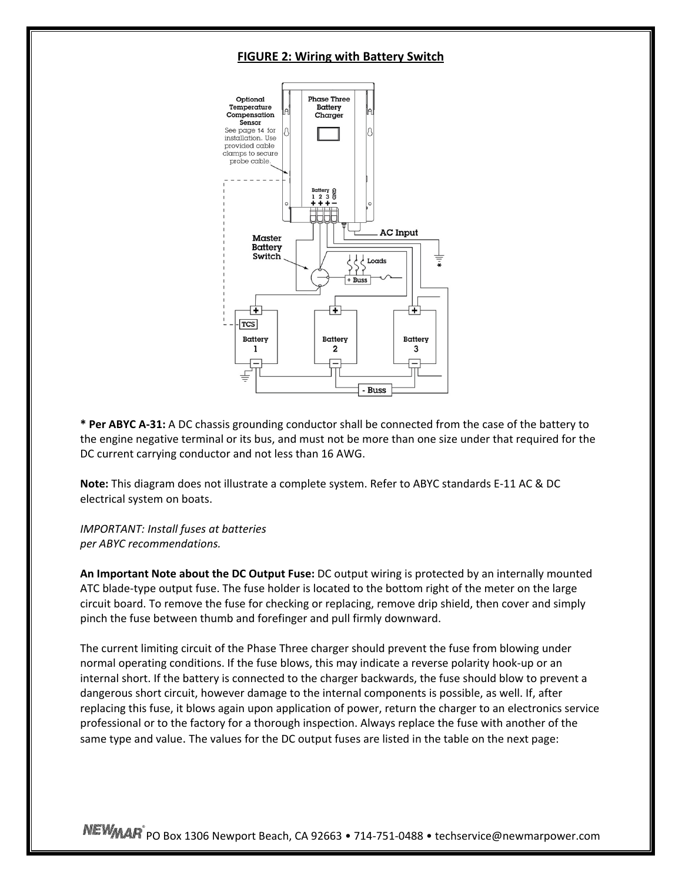**FIGURE 2: Wiring with Battery Switch**

**\* Per ABYC A-31:** A DC chassis grounding conductor shall be connected from the case of the battery to the engine negative terminal or its bus, and must not be more than one size under that required for the DC current carrying conductor and not less than 16 AWG.

**Note:** This diagram does not illustrate a complete system. Refer to ABYC standards E-11 AC & DC electrical system on boats.

*IMPORTANT: Install fuses at batteries per ABYC recommendations.*

**An Important Note about the DC Output Fuse:** DC output wiring is protected by an internally mounted ATC blade-type output fuse. The fuse holder is located to the bottom right of the meter on the large circuit board. To remove the fuse for checking or replacing, remove drip shield, then cover and simply pinch the fuse between thumb and forefinger and pull firmly downward.

The current limiting circuit of the Phase Three charger should prevent the fuse from blowing under normal operating conditions. If the fuse blows, this may indicate a reverse polarity hook-up or an internal short. If the battery is connected to the charger backwards, the fuse should blow to prevent a dangerous short circuit, however damage to the internal components is possible, as well. If, after replacing this fuse, it blows again upon application of power, return the charger to an electronics service professional or to the factory for a thorough inspection. Always replace the fuse with another of the same type and value. The values for the DC output fuses are listed in the table on the next page: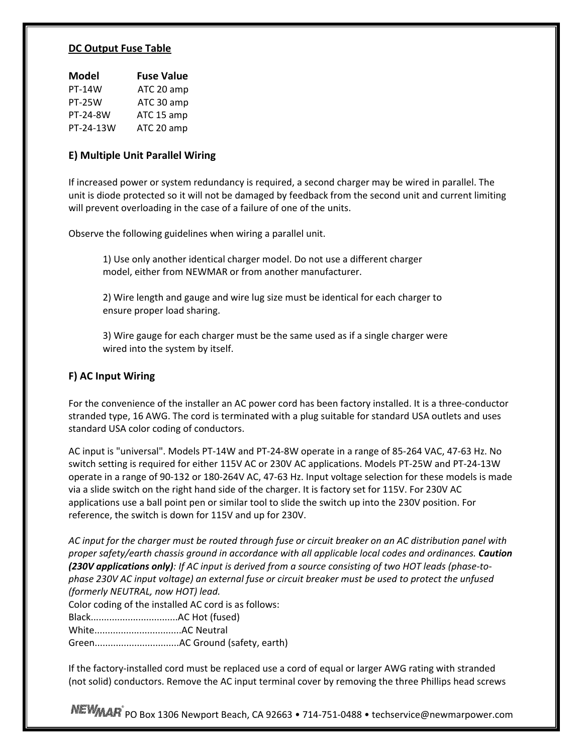**DC Output Fuse Table**

| Model | Fuse Value |
|---|---|
| PT-14W | ATC 20 amp |
| PT-25W | ATC 30 amp |
| PT-24-8W | ATC 15 amp |
| PT-24-13W | ATC 20 amp |

### E) Multiple Unit Parallel Wiring

If increased power or system redundancy is required, a second charger may be wired in parallel. The unit is diode protected so it will not be damaged by feedback from the second unit and current limiting will prevent overloading in the case of a failure of one of the units.

Observe the following guidelines when wiring a parallel unit.

1) Use only another identical charger model. Do not use a different charger model, either from NEWMAR or from another manufacturer.

2) Wire length and gauge and wire lug size must be identical for each charger to ensure proper load sharing.

3) Wire gauge for each charger must be the same used as if a single charger were wired into the system by itself.

### F) AC Input Wiring

For the convenience of the installer an AC power cord has been factory installed. It is a three-conductor stranded type, 16 AWG. The cord is terminated with a plug suitable for standard USA outlets and uses standard USA color coding of conductors.

AC input is "universal". Models PT-14W and PT-24-8W operate in a range of 85-264 VAC, 47-63 Hz. No switch setting is required for either 115V AC or 230V AC applications. Models PT-25W and PT-24-13W operate in a range of 90-132 or 180-264V AC, 47-63 Hz. Input voltage selection for these models is made via a slide switch on the right hand side of the charger. It is factory set for 115V. For 230V AC applications use a ball point pen or similar tool to slide the switch up into the 230V position. For reference, the switch is down for 115V and up for 230V.

*AC input for the charger must be routed through fuse or circuit breaker on an AC distribution panel with proper safety/earth chassis ground in accordance with all applicable local codes and ordinances.* ***Caution (230V applications only)****: If AC input is derived from a source consisting of two HOT leads (phase-to-phase 230V AC input voltage) an external fuse or circuit breaker must be used to protect the unfused (formerly NEUTRAL, now HOT) lead.*

Color coding of the installed AC cord is as follows:
Black................................AC Hot (fused)
White................................AC Neutral
Green...............................AC Ground (safety, earth)

If the factory-installed cord must be replaced use a cord of equal or larger AWG rating with stranded (not solid) conductors. Remove the AC input terminal cover by removing the three Phillips head screws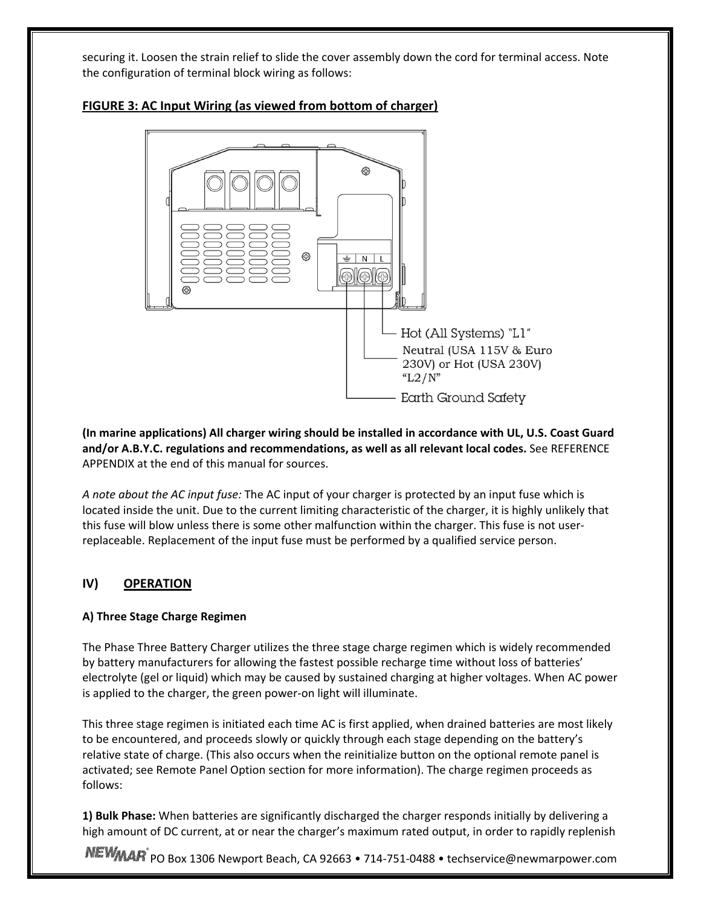securing it. Loosen the strain relief to slide the cover assembly down the cord for terminal access. Note the configuration of terminal block wiring as follows:

**FIGURE 3: AC Input Wiring (as viewed from bottom of charger)**

Hot (All Systems) "L1"

Neutral (USA 115V & Euro 230V) or Hot (USA 230V) "L2/N"

Earth Ground Safety

**(In marine applications) All charger wiring should be installed in accordance with UL, U.S. Coast Guard and/or A.B.Y.C. regulations and recommendations, as well as all relevant local codes.** See REFERENCE APPENDIX at the end of this manual for sources.

*A note about the AC input fuse:* The AC input of your charger is protected by an input fuse which is located inside the unit. Due to the current limiting characteristic of the charger, it is highly unlikely that this fuse will blow unless there is some other malfunction within the charger. This fuse is not user-replaceable. Replacement of the input fuse must be performed by a qualified service person.

## IV) OPERATION

### A) Three Stage Charge Regimen

The Phase Three Battery Charger utilizes the three stage charge regimen which is widely recommended by battery manufacturers for allowing the fastest possible recharge time without loss of batteries' electrolyte (gel or liquid) which may be caused by sustained charging at higher voltages. When AC power is applied to the charger, the green power-on light will illuminate.

This three stage regimen is initiated each time AC is first applied, when drained batteries are most likely to be encountered, and proceeds slowly or quickly through each stage depending on the battery's relative state of charge. (This also occurs when the reinitialize button on the optional remote panel is activated; see Remote Panel Option section for more information). The charge regimen proceeds as follows:

**1) Bulk Phase:** When batteries are significantly discharged the charger responds initially by delivering a high amount of DC current, at or near the charger's maximum rated output, in order to rapidly replenish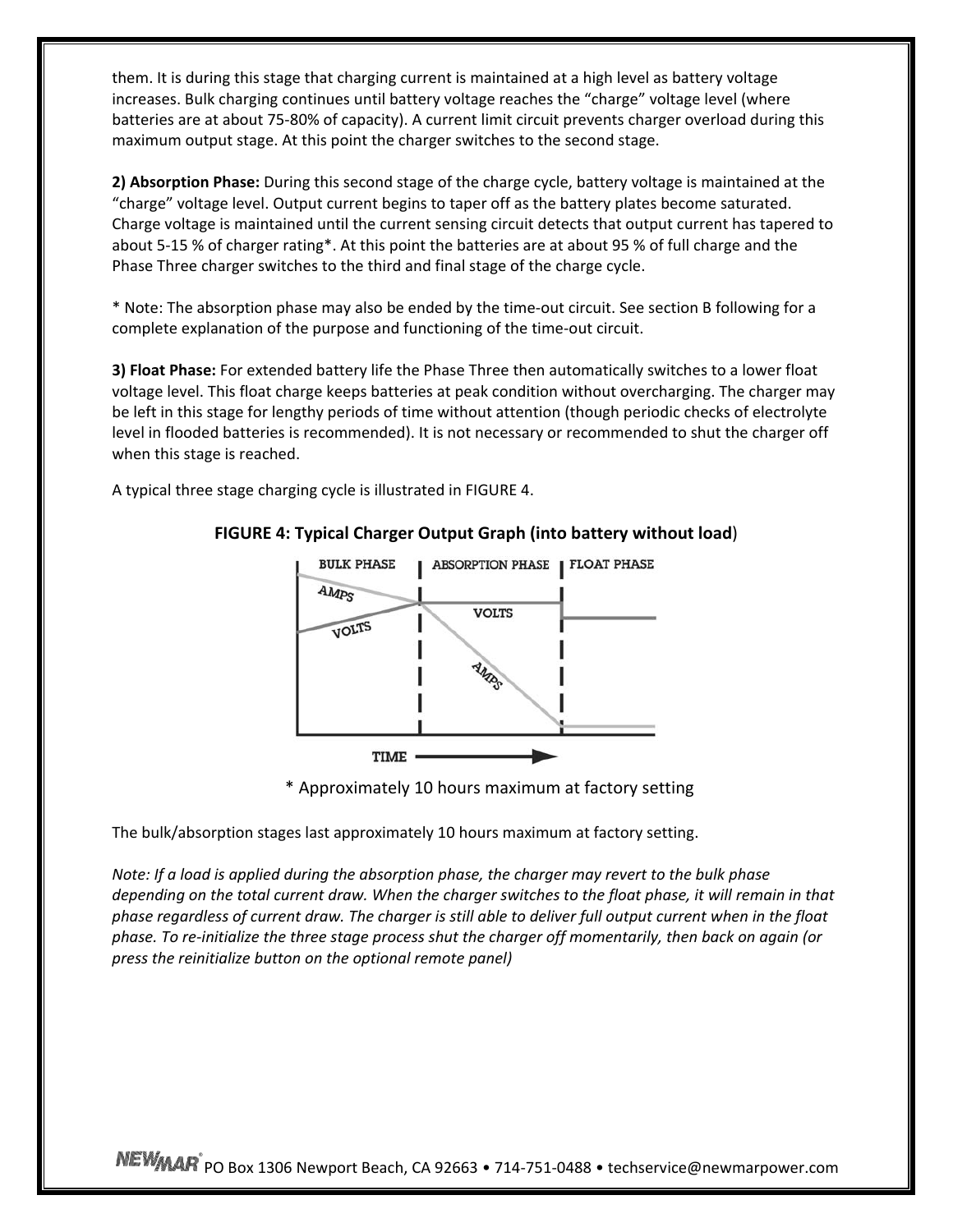them. It is during this stage that charging current is maintained at a high level as battery voltage increases. Bulk charging continues until battery voltage reaches the “charge” voltage level (where batteries are at about 75-80% of capacity). A current limit circuit prevents charger overload during this maximum output stage. At this point the charger switches to the second stage.

**2) Absorption Phase:** During this second stage of the charge cycle, battery voltage is maintained at the “charge” voltage level. Output current begins to taper off as the battery plates become saturated. Charge voltage is maintained until the current sensing circuit detects that output current has tapered to about 5-15 % of charger rating*. At this point the batteries are at about 95 % of full charge and the Phase Three charger switches to the third and final stage of the charge cycle.

* Note: The absorption phase may also be ended by the time-out circuit. See section B following for a complete explanation of the purpose and functioning of the time-out circuit.

**3) Float Phase:** For extended battery life the Phase Three then automatically switches to a lower float voltage level. This float charge keeps batteries at peak condition without overcharging. The charger may be left in this stage for lengthy periods of time without attention (though periodic checks of electrolyte level in flooded batteries is recommended). It is not necessary or recommended to shut the charger off when this stage is reached.

A typical three stage charging cycle is illustrated in FIGURE 4.

**FIGURE 4: Typical Charger Output Graph (into battery without load)**

BULK PHASE | ABSORPTION PHASE | FLOAT PHASE

AMPS, VOLTS, TIME

* Approximately 10 hours maximum at factory setting

The bulk/absorption stages last approximately 10 hours maximum at factory setting.

*Note: If a load is applied during the absorption phase, the charger may revert to the bulk phase depending on the total current draw. When the charger switches to the float phase, it will remain in that phase regardless of current draw. The charger is still able to deliver full output current when in the float phase. To re-initialize the three stage process shut the charger off momentarily, then back on again (or press the reinitialize button on the optional remote panel)*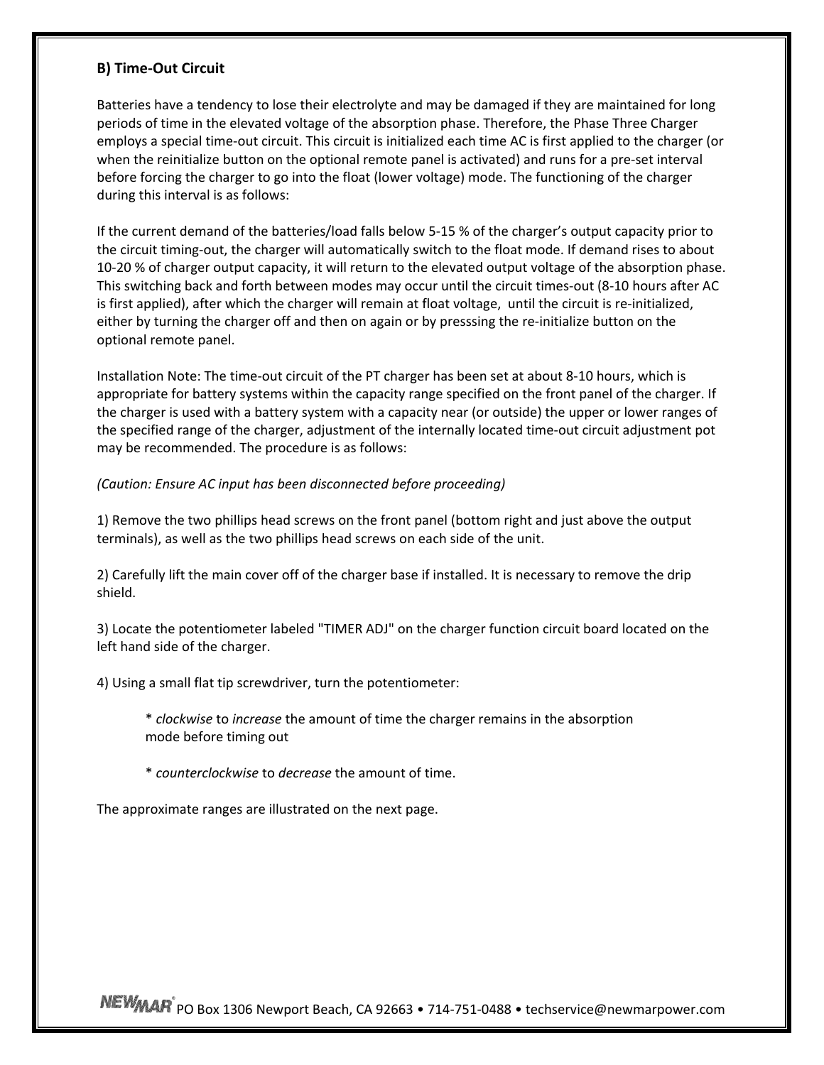### B) Time-Out Circuit

Batteries have a tendency to lose their electrolyte and may be damaged if they are maintained for long periods of time in the elevated voltage of the absorption phase. Therefore, the Phase Three Charger employs a special time-out circuit. This circuit is initialized each time AC is first applied to the charger (or when the reinitialize button on the optional remote panel is activated) and runs for a pre-set interval before forcing the charger to go into the float (lower voltage) mode. The functioning of the charger during this interval is as follows:

If the current demand of the batteries/load falls below 5-15 % of the charger's output capacity prior to the circuit timing-out, the charger will automatically switch to the float mode. If demand rises to about 10-20 % of charger output capacity, it will return to the elevated output voltage of the absorption phase. This switching back and forth between modes may occur until the circuit times-out (8-10 hours after AC is first applied), after which the charger will remain at float voltage, until the circuit is re-initialized, either by turning the charger off and then on again or by presssing the re-initialize button on the optional remote panel.

Installation Note: The time-out circuit of the PT charger has been set at about 8-10 hours, which is appropriate for battery systems within the capacity range specified on the front panel of the charger. If the charger is used with a battery system with a capacity near (or outside) the upper or lower ranges of the specified range of the charger, adjustment of the internally located time-out circuit adjustment pot may be recommended. The procedure is as follows:

*(Caution: Ensure AC input has been disconnected before proceeding)*

1) Remove the two phillips head screws on the front panel (bottom right and just above the output terminals), as well as the two phillips head screws on each side of the unit.

2) Carefully lift the main cover off of the charger base if installed. It is necessary to remove the drip shield.

3) Locate the potentiometer labeled "TIMER ADJ" on the charger function circuit board located on the left hand side of the charger.

4) Using a small flat tip screwdriver, turn the potentiometer:

> * *clockwise* to *increase* the amount of time the charger remains in the absorption mode before timing out
>
> * *counterclockwise* to *decrease* the amount of time.

The approximate ranges are illustrated on the next page.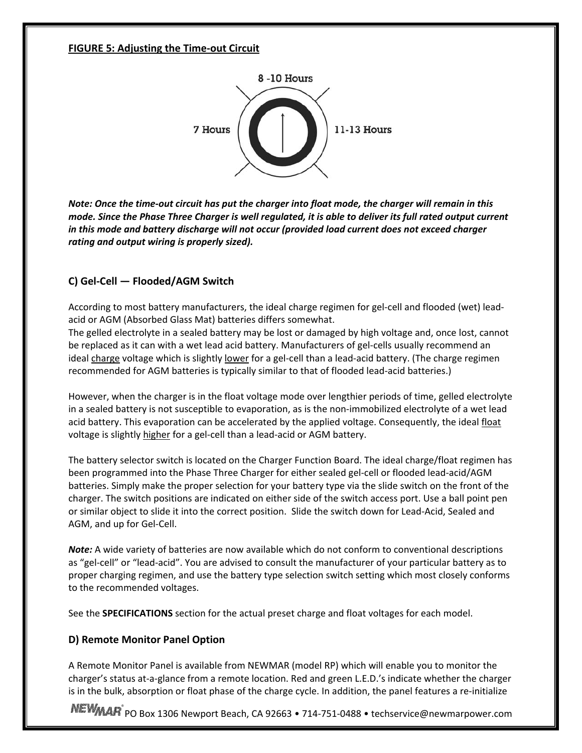**FIGURE 5: Adjusting the Time-out Circuit**

8 -10 Hours

7 Hours

11-13 Hours

***Note: Once the time-out circuit has put the charger into float mode, the charger will remain in this mode. Since the Phase Three Charger is well regulated, it is able to deliver its full rated output current in this mode and battery discharge will not occur (provided load current does not exceed charger rating and output wiring is properly sized).***

## C) Gel-Cell — Flooded/AGM Switch

According to most battery manufacturers, the ideal charge regimen for gel-cell and flooded (wet) lead-acid or AGM (Absorbed Glass Mat) batteries differs somewhat.
The gelled electrolyte in a sealed battery may be lost or damaged by high voltage and, once lost, cannot be replaced as it can with a wet lead acid battery. Manufacturers of gel-cells usually recommend an ideal <u>charge</u> voltage which is slightly <u>lower</u> for a gel-cell than a lead-acid battery. (The charge regimen recommended for AGM batteries is typically similar to that of flooded lead-acid batteries.)

However, when the charger is in the float voltage mode over lengthier periods of time, gelled electrolyte in a sealed battery is not susceptible to evaporation, as is the non-immobilized electrolyte of a wet lead acid battery. This evaporation can be accelerated by the applied voltage. Consequently, the ideal <u>float</u> voltage is slightly <u>higher</u> for a gel-cell than a lead-acid or AGM battery.

The battery selector switch is located on the Charger Function Board. The ideal charge/float regimen has been programmed into the Phase Three Charger for either sealed gel-cell or flooded lead-acid/AGM batteries. Simply make the proper selection for your battery type via the slide switch on the front of the charger. The switch positions are indicated on either side of the switch access port. Use a ball point pen or similar object to slide it into the correct position. Slide the switch down for Lead-Acid, Sealed and AGM, and up for Gel-Cell.

***Note:*** A wide variety of batteries are now available which do not conform to conventional descriptions as "gel-cell" or "lead-acid". You are advised to consult the manufacturer of your particular battery as to proper charging regimen, and use the battery type selection switch setting which most closely conforms to the recommended voltages.

See the **SPECIFICATIONS** section for the actual preset charge and float voltages for each model.

## D) Remote Monitor Panel Option

A Remote Monitor Panel is available from NEWMAR (model RP) which will enable you to monitor the charger's status at-a-glance from a remote location. Red and green L.E.D.'s indicate whether the charger is in the bulk, absorption or float phase of the charge cycle. In addition, the panel features a re-initialize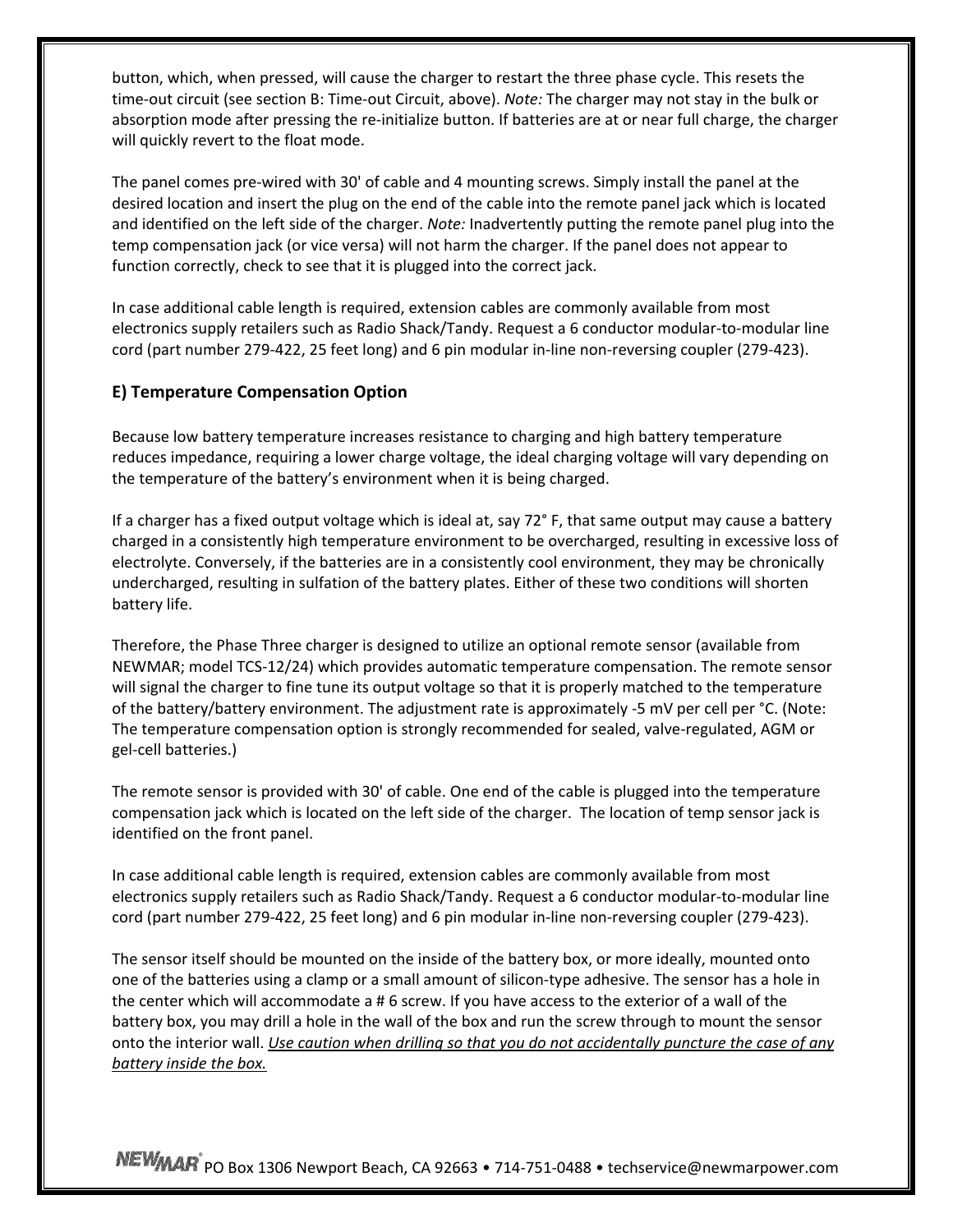button, which, when pressed, will cause the charger to restart the three phase cycle. This resets the time-out circuit (see section B: Time-out Circuit, above). *Note:* The charger may not stay in the bulk or absorption mode after pressing the re-initialize button. If batteries are at or near full charge, the charger will quickly revert to the float mode.

The panel comes pre-wired with 30' of cable and 4 mounting screws. Simply install the panel at the desired location and insert the plug on the end of the cable into the remote panel jack which is located and identified on the left side of the charger. *Note:* Inadvertently putting the remote panel plug into the temp compensation jack (or vice versa) will not harm the charger. If the panel does not appear to function correctly, check to see that it is plugged into the correct jack.

In case additional cable length is required, extension cables are commonly available from most electronics supply retailers such as Radio Shack/Tandy. Request a 6 conductor modular-to-modular line cord (part number 279-422, 25 feet long) and 6 pin modular in-line non-reversing coupler (279-423).

## E) Temperature Compensation Option

Because low battery temperature increases resistance to charging and high battery temperature reduces impedance, requiring a lower charge voltage, the ideal charging voltage will vary depending on the temperature of the battery's environment when it is being charged.

If a charger has a fixed output voltage which is ideal at, say 72° F, that same output may cause a battery charged in a consistently high temperature environment to be overcharged, resulting in excessive loss of electrolyte. Conversely, if the batteries are in a consistently cool environment, they may be chronically undercharged, resulting in sulfation of the battery plates. Either of these two conditions will shorten battery life.

Therefore, the Phase Three charger is designed to utilize an optional remote sensor (available from NEWMAR; model TCS-12/24) which provides automatic temperature compensation. The remote sensor will signal the charger to fine tune its output voltage so that it is properly matched to the temperature of the battery/battery environment. The adjustment rate is approximately -5 mV per cell per °C. (Note: The temperature compensation option is strongly recommended for sealed, valve-regulated, AGM or gel-cell batteries.)

The remote sensor is provided with 30' of cable. One end of the cable is plugged into the temperature compensation jack which is located on the left side of the charger. The location of temp sensor jack is identified on the front panel.

In case additional cable length is required, extension cables are commonly available from most electronics supply retailers such as Radio Shack/Tandy. Request a 6 conductor modular-to-modular line cord (part number 279-422, 25 feet long) and 6 pin modular in-line non-reversing coupler (279-423).

The sensor itself should be mounted on the inside of the battery box, or more ideally, mounted onto one of the batteries using a clamp or a small amount of silicon-type adhesive. The sensor has a hole in the center which will accommodate a # 6 screw. If you have access to the exterior of a wall of the battery box, you may drill a hole in the wall of the box and run the screw through to mount the sensor onto the interior wall. <u>*Use caution when drilling so that you do not accidentally puncture the case of any battery inside the box.*</u>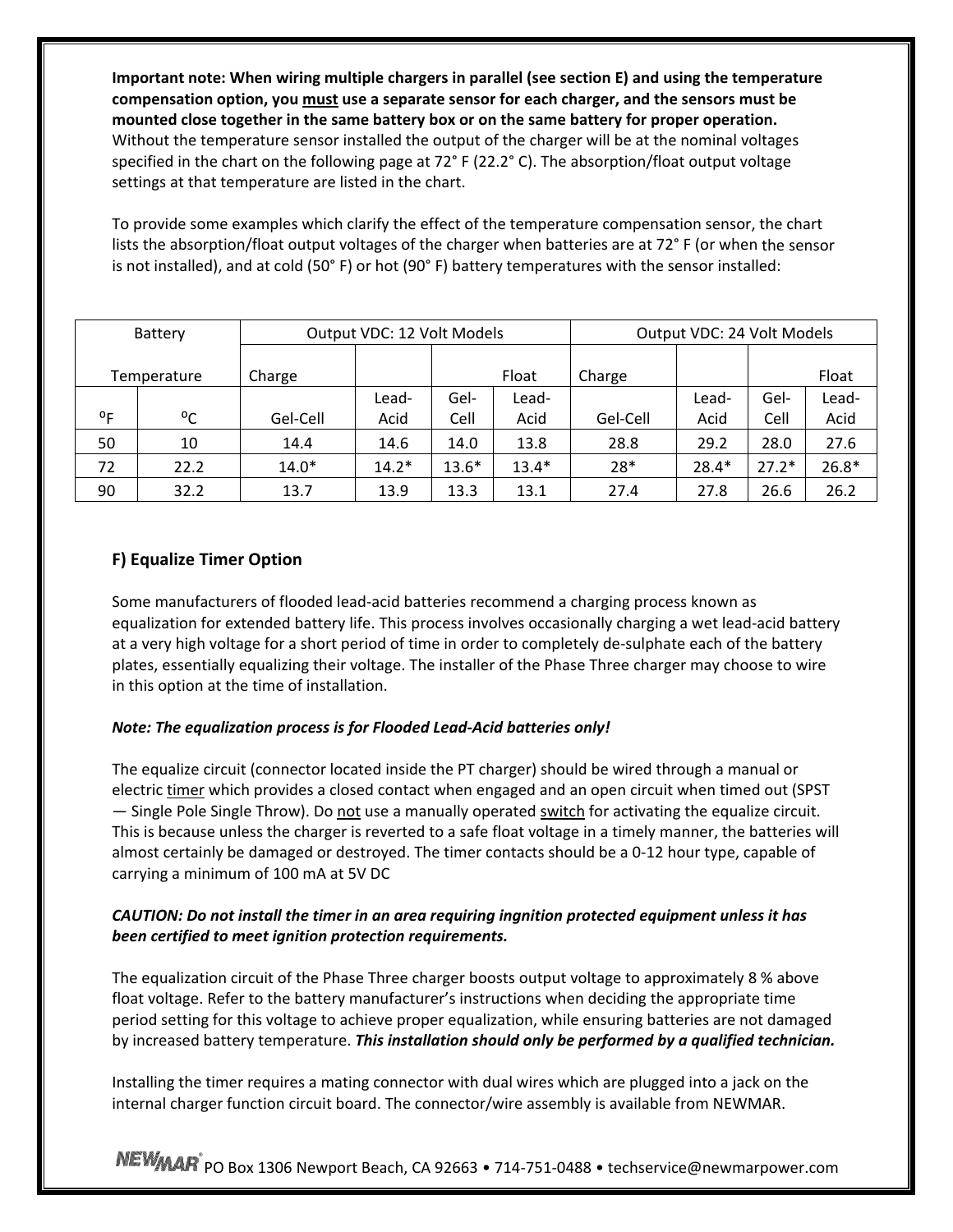**Important note: When wiring multiple chargers in parallel (see section E) and using the temperature compensation option, you <u>must</u> use a separate sensor for each charger, and the sensors must be mounted close together in the same battery box or on the same battery for proper operation.** Without the temperature sensor installed the output of the charger will be at the nominal voltages specified in the chart on the following page at 72° F (22.2° C). The absorption/float output voltage settings at that temperature are listed in the chart.

To provide some examples which clarify the effect of the temperature compensation sensor, the chart lists the absorption/float output voltages of the charger when batteries are at 72° F (or when the sensor is not installed), and at cold (50° F) or hot (90° F) battery temperatures with the sensor installed:

| Battery Temperature | | Output VDC: 12 Volt Models | | | | Output VDC: 24 Volt Models | | | |
|---|---|---|---|---|---|---|---|---|---|
| | | Charge | | Float | | Charge | | Float | |
| ºF | ºC | Gel-Cell | Lead-Acid | Gel-Cell | Lead-Acid | Gel-Cell | Lead-Acid | Gel-Cell | Lead-Acid |
| 50 | 10 | 14.4 | 14.6 | 14.0 | 13.8 | 28.8 | 29.2 | 28.0 | 27.6 |
| 72 | 22.2 | 14.0* | 14.2* | 13.6* | 13.4* | 28* | 28.4* | 27.2* | 26.8* |
| 90 | 32.2 | 13.7 | 13.9 | 13.3 | 13.1 | 27.4 | 27.8 | 26.6 | 26.2 |

## F) Equalize Timer Option

Some manufacturers of flooded lead-acid batteries recommend a charging process known as equalization for extended battery life. This process involves occasionally charging a wet lead-acid battery at a very high voltage for a short period of time in order to completely de-sulphate each of the battery plates, essentially equalizing their voltage. The installer of the Phase Three charger may choose to wire in this option at the time of installation.

***Note: The equalization process is for Flooded Lead-Acid batteries only!***

The equalize circuit (connector located inside the PT charger) should be wired through a manual or electric <u>timer</u> which provides a closed contact when engaged and an open circuit when timed out (SPST — Single Pole Single Throw). Do <u>not</u> use a manually operated <u>switch</u> for activating the equalize circuit. This is because unless the charger is reverted to a safe float voltage in a timely manner, the batteries will almost certainly be damaged or destroyed. The timer contacts should be a 0-12 hour type, capable of carrying a minimum of 100 mA at 5V DC

***CAUTION: Do not install the timer in an area requiring ingnition protected equipment unless it has been certified to meet ignition protection requirements.***

The equalization circuit of the Phase Three charger boosts output voltage to approximately 8 % above float voltage. Refer to the battery manufacturer's instructions when deciding the appropriate time period setting for this voltage to achieve proper equalization, while ensuring batteries are not damaged by increased battery temperature. ***This installation should only be performed by a qualified technician.***

Installing the timer requires a mating connector with dual wires which are plugged into a jack on the internal charger function circuit board. The connector/wire assembly is available from NEWMAR.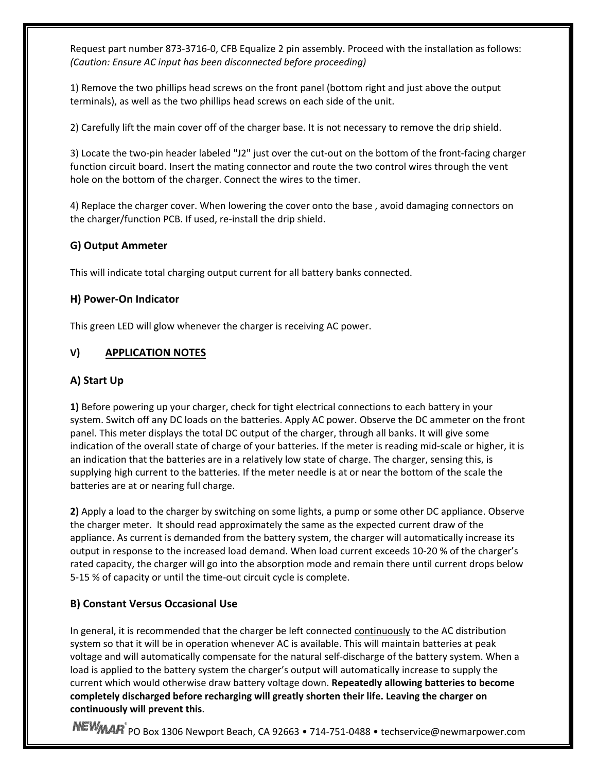Request part number 873-3716-0, CFB Equalize 2 pin assembly. Proceed with the installation as follows: *(Caution: Ensure AC input has been disconnected before proceeding)*

1) Remove the two phillips head screws on the front panel (bottom right and just above the output terminals), as well as the two phillips head screws on each side of the unit.

2) Carefully lift the main cover off of the charger base. It is not necessary to remove the drip shield.

3) Locate the two-pin header labeled "J2" just over the cut-out on the bottom of the front-facing charger function circuit board. Insert the mating connector and route the two control wires through the vent hole on the bottom of the charger. Connect the wires to the timer.

4) Replace the charger cover. When lowering the cover onto the base , avoid damaging connectors on the charger/function PCB. If used, re-install the drip shield.

### G) Output Ammeter

This will indicate total charging output current for all battery banks connected.

### H) Power-On Indicator

This green LED will glow whenever the charger is receiving AC power.

## V) <u>APPLICATION NOTES</u>

### A) Start Up

**1)** Before powering up your charger, check for tight electrical connections to each battery in your system. Switch off any DC loads on the batteries. Apply AC power. Observe the DC ammeter on the front panel. This meter displays the total DC output of the charger, through all banks. It will give some indication of the overall state of charge of your batteries. If the meter is reading mid-scale or higher, it is an indication that the batteries are in a relatively low state of charge. The charger, sensing this, is supplying high current to the batteries. If the meter needle is at or near the bottom of the scale the batteries are at or nearing full charge.

**2)** Apply a load to the charger by switching on some lights, a pump or some other DC appliance. Observe the charger meter. It should read approximately the same as the expected current draw of the appliance. As current is demanded from the battery system, the charger will automatically increase its output in response to the increased load demand. When load current exceeds 10-20 % of the charger's rated capacity, the charger will go into the absorption mode and remain there until current drops below 5-15 % of capacity or until the time-out circuit cycle is complete.

### B) Constant Versus Occasional Use

In general, it is recommended that the charger be left connected <u>continuously</u> to the AC distribution system so that it will be in operation whenever AC is available. This will maintain batteries at peak voltage and will automatically compensate for the natural self-discharge of the battery system. When a load is applied to the battery system the charger's output will automatically increase to supply the current which would otherwise draw battery voltage down. **Repeatedly allowing batteries to become completely discharged before recharging will greatly shorten their life. Leaving the charger on continuously will prevent this**.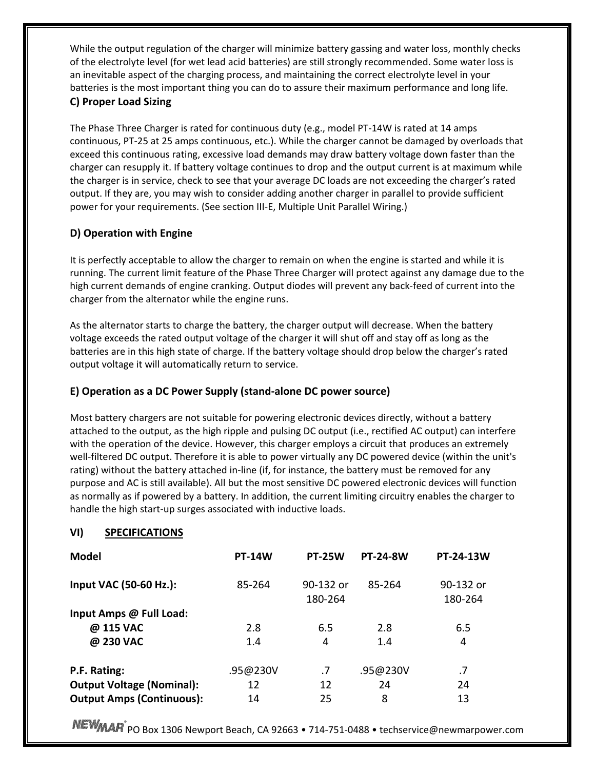While the output regulation of the charger will minimize battery gassing and water loss, monthly checks of the electrolyte level (for wet lead acid batteries) are still strongly recommended. Some water loss is an inevitable aspect of the charging process, and maintaining the correct electrolyte level in your batteries is the most important thing you can do to assure their maximum performance and long life.

### C) Proper Load Sizing

The Phase Three Charger is rated for continuous duty (e.g., model PT-14W is rated at 14 amps continuous, PT-25 at 25 amps continuous, etc.). While the charger cannot be damaged by overloads that exceed this continuous rating, excessive load demands may draw battery voltage down faster than the charger can resupply it. If battery voltage continues to drop and the output current is at maximum while the charger is in service, check to see that your average DC loads are not exceeding the charger's rated output. If they are, you may wish to consider adding another charger in parallel to provide sufficient power for your requirements. (See section III-E, Multiple Unit Parallel Wiring.)

### D) Operation with Engine

It is perfectly acceptable to allow the charger to remain on when the engine is started and while it is running. The current limit feature of the Phase Three Charger will protect against any damage due to the high current demands of engine cranking. Output diodes will prevent any back-feed of current into the charger from the alternator while the engine runs.

As the alternator starts to charge the battery, the charger output will decrease. When the battery voltage exceeds the rated output voltage of the charger it will shut off and stay off as long as the batteries are in this high state of charge. If the battery voltage should drop below the charger's rated output voltage it will automatically return to service.

### E) Operation as a DC Power Supply (stand-alone DC power source)

Most battery chargers are not suitable for powering electronic devices directly, without a battery attached to the output, as the high ripple and pulsing DC output (i.e., rectified AC output) can interfere with the operation of the device. However, this charger employs a circuit that produces an extremely well-filtered DC output. Therefore it is able to power virtually any DC powered device (within the unit's rating) without the battery attached in-line (if, for instance, the battery must be removed for any purpose and AC is still available). All but the most sensitive DC powered electronic devices will function as normally as if powered by a battery. In addition, the current limiting circuitry enables the charger to handle the high start-up surges associated with inductive loads.

## VI) SPECIFICATIONS

| Model | PT-14W | PT-25W | PT-24-8W | PT-24-13W |
|---|---|---|---|---|
| Input VAC (50-60 Hz.): | 85-264 | 90-132 or 180-264 | 85-264 | 90-132 or 180-264 |
| Input Amps @ Full Load: | | | | |
| @ 115 VAC | 2.8 | 6.5 | 2.8 | 6.5 |
| @ 230 VAC | 1.4 | 4 | 1.4 | 4 |
| P.F. Rating: | .95@230V | .7 | .95@230V | .7 |
| Output Voltage (Nominal): | 12 | 12 | 24 | 24 |
| Output Amps (Continuous): | 14 | 25 | 8 | 13 |

NEWMAR PO Box 1306 Newport Beach, CA 92663 • 714-751-0488 • techservice@newmarpower.com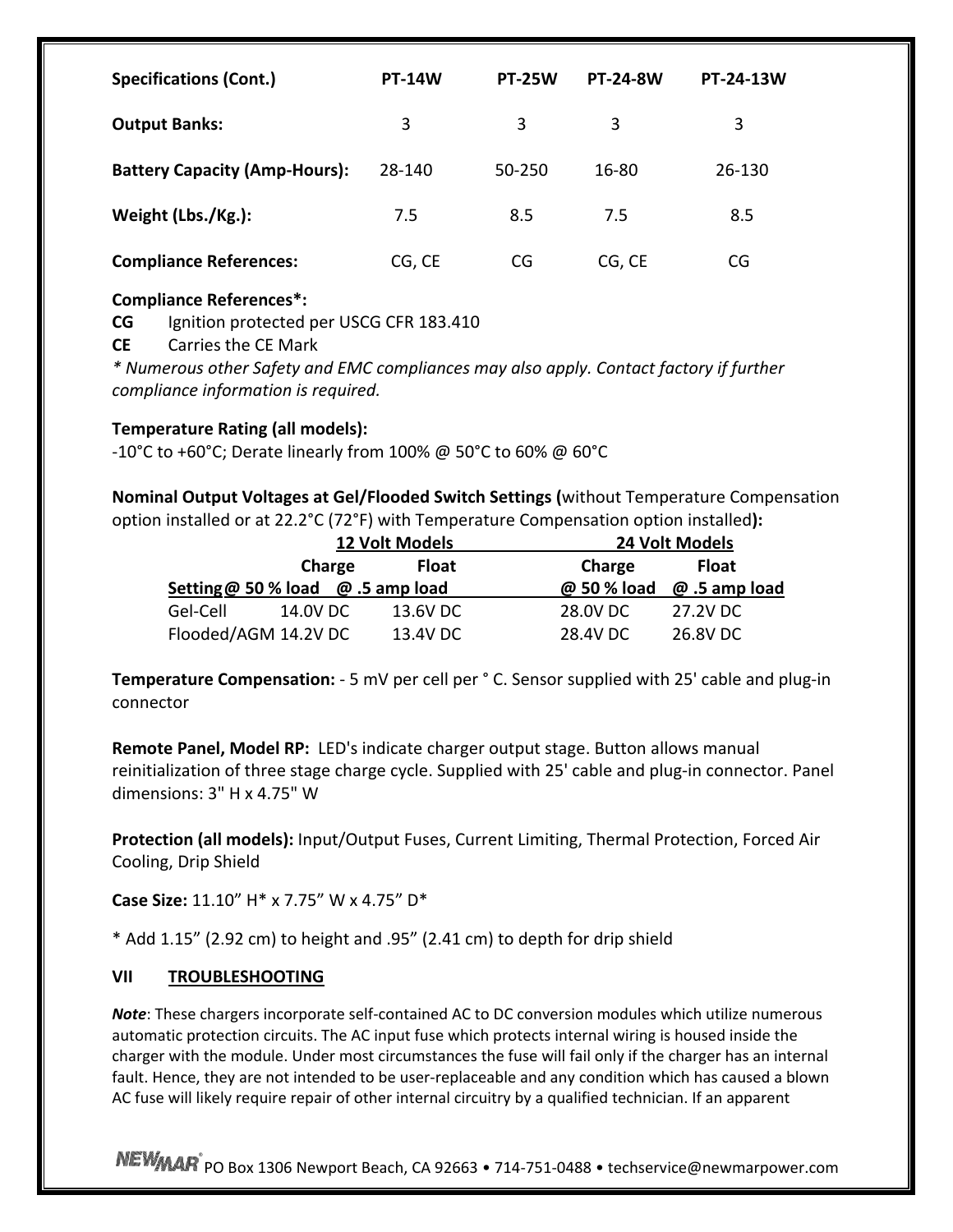| Specifications (Cont.) | PT-14W | PT-25W | PT-24-8W | PT-24-13W |
|---|---|---|---|---|
| **Output Banks:** | 3 | 3 | 3 | 3 |
| **Battery Capacity (Amp-Hours):** | 28-140 | 50-250 | 16-80 | 26-130 |
| **Weight (Lbs./Kg.):** | 7.5 | 8.5 | 7.5 | 8.5 |
| **Compliance References:** | CG, CE | CG | CG, CE | CG |

**Compliance References*:**
**CG** Ignition protected per USCG CFR 183.410
**CE** Carries the CE Mark
*\* Numerous other Safety and EMC compliances may also apply. Contact factory if further compliance information is required.*

**Temperature Rating (all models):**
-10°C to +60°C; Derate linearly from 100% @ 50°C to 60% @ 60°C

**Nominal Output Voltages at Gel/Flooded Switch Settings (**without Temperature Compensation option installed or at 22.2°C (72°F) with Temperature Compensation option installed**):**

| | 12 Volt Models | | 24 Volt Models | |
|---|---|---|---|---|
| | Charge | Float | Charge | Float |
| Setting | @ 50 % load | @ .5 amp load | @ 50 % load | @ .5 amp load |
| Gel-Cell | 14.0V DC | 13.6V DC | 28.0V DC | 27.2V DC |
| Flooded/AGM | 14.2V DC | 13.4V DC | 28.4V DC | 26.8V DC |

**Temperature Compensation:** - 5 mV per cell per ° C. Sensor supplied with 25' cable and plug-in connector

**Remote Panel, Model RP:** LED's indicate charger output stage. Button allows manual reinitialization of three stage charge cycle. Supplied with 25' cable and plug-in connector. Panel dimensions: 3" H x 4.75" W

**Protection (all models):** Input/Output Fuses, Current Limiting, Thermal Protection, Forced Air Cooling, Drip Shield

**Case Size:** 11.10" H* x 7.75" W x 4.75" D*

\* Add 1.15" (2.92 cm) to height and .95" (2.41 cm) to depth for drip shield

## VII TROUBLESHOOTING

***Note***: These chargers incorporate self-contained AC to DC conversion modules which utilize numerous automatic protection circuits. The AC input fuse which protects internal wiring is housed inside the charger with the module. Under most circumstances the fuse will fail only if the charger has an internal fault. Hence, they are not intended to be user-replaceable and any condition which has caused a blown AC fuse will likely require repair of other internal circuitry by a qualified technician. If an apparent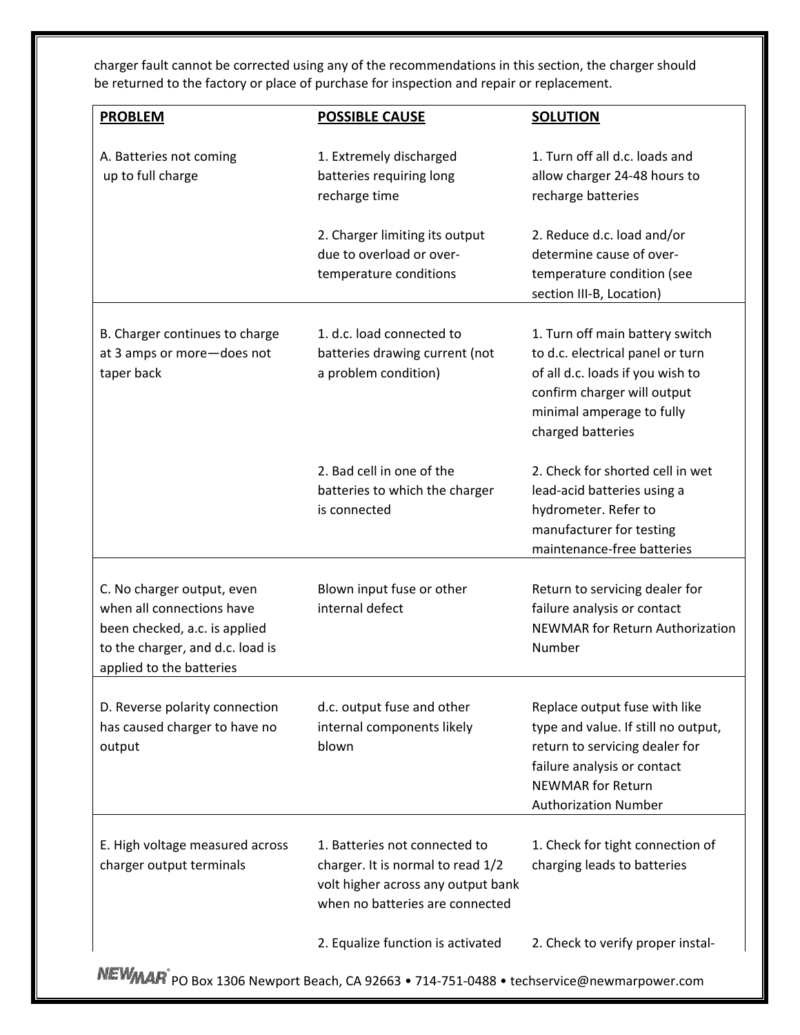charger fault cannot be corrected using any of the recommendations in this section, the charger should be returned to the factory or place of purchase for inspection and repair or replacement.

| **PROBLEM** | **POSSIBLE CAUSE** | **SOLUTION** |
|---|---|---|
| A. Batteries not coming up to full charge | 1. Extremely discharged batteries requiring long recharge time | 1. Turn off all d.c. loads and allow charger 24-48 hours to recharge batteries |
| | 2. Charger limiting its output due to overload or over-temperature conditions | 2. Reduce d.c. load and/or determine cause of over-temperature condition (see section III-B, Location) |
| B. Charger continues to charge at 3 amps or more—does not taper back | 1. d.c. load connected to batteries drawing current (not a problem condition) | 1. Turn off main battery switch to d.c. electrical panel or turn of all d.c. loads if you wish to confirm charger will output minimal amperage to fully charged batteries |
| | 2. Bad cell in one of the batteries to which the charger is connected | 2. Check for shorted cell in wet lead-acid batteries using a hydrometer. Refer to manufacturer for testing maintenance-free batteries |
| C. No charger output, even when all connections have been checked, a.c. is applied to the charger, and d.c. load is applied to the batteries | Blown input fuse or other internal defect | Return to servicing dealer for failure analysis or contact NEWMAR for Return Authorization Number |
| D. Reverse polarity connection has caused charger to have no output | d.c. output fuse and other internal components likely blown | Replace output fuse with like type and value. If still no output, return to servicing dealer for failure analysis or contact NEWMAR for Return Authorization Number |
| E. High voltage measured across charger output terminals | 1. Batteries not connected to charger. It is normal to read 1/2 volt higher across any output bank when no batteries are connected | 1. Check for tight connection of charging leads to batteries |
| | 2. Equalize function is activated | 2. Check to verify proper instal- |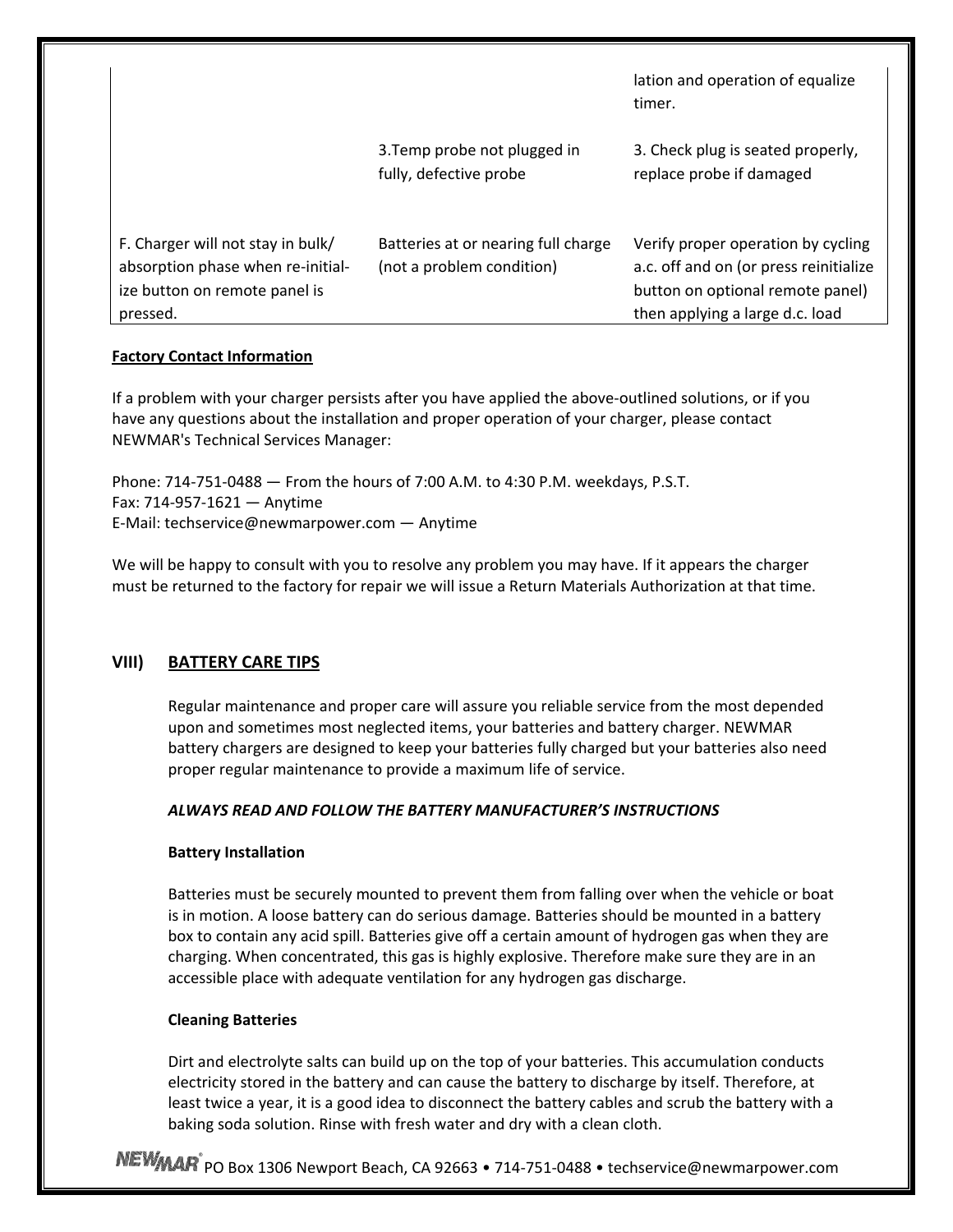| | | |
|---|---|---|
| | | lation and operation of equalize timer. |
| | 3.Temp probe not plugged in fully, defective probe | 3. Check plug is seated properly, replace probe if damaged |
| F. Charger will not stay in bulk/ absorption phase when re-initial-ize button on remote panel is pressed. | Batteries at or nearing full charge (not a problem condition) | Verify proper operation by cycling a.c. off and on (or press reinitialize button on optional remote panel) then applying a large d.c. load |

**Factory Contact Information**

If a problem with your charger persists after you have applied the above-outlined solutions, or if you have any questions about the installation and proper operation of your charger, please contact NEWMAR's Technical Services Manager:

Phone: 714-751-0488 — From the hours of 7:00 A.M. to 4:30 P.M. weekdays, P.S.T.
Fax: 714-957-1621 — Anytime
E-Mail: techservice@newmarpower.com — Anytime

We will be happy to consult with you to resolve any problem you may have. If it appears the charger must be returned to the factory for repair we will issue a Return Materials Authorization at that time.

## VIII) BATTERY CARE TIPS

Regular maintenance and proper care will assure you reliable service from the most depended upon and sometimes most neglected items, your batteries and battery charger. NEWMAR battery chargers are designed to keep your batteries fully charged but your batteries also need proper regular maintenance to provide a maximum life of service.

***ALWAYS READ AND FOLLOW THE BATTERY MANUFACTURER'S INSTRUCTIONS***

**Battery Installation**

Batteries must be securely mounted to prevent them from falling over when the vehicle or boat is in motion. A loose battery can do serious damage. Batteries should be mounted in a battery box to contain any acid spill. Batteries give off a certain amount of hydrogen gas when they are charging. When concentrated, this gas is highly explosive. Therefore make sure they are in an accessible place with adequate ventilation for any hydrogen gas discharge.

**Cleaning Batteries**

Dirt and electrolyte salts can build up on the top of your batteries. This accumulation conducts electricity stored in the battery and can cause the battery to discharge by itself. Therefore, at least twice a year, it is a good idea to disconnect the battery cables and scrub the battery with a baking soda solution. Rinse with fresh water and dry with a clean cloth.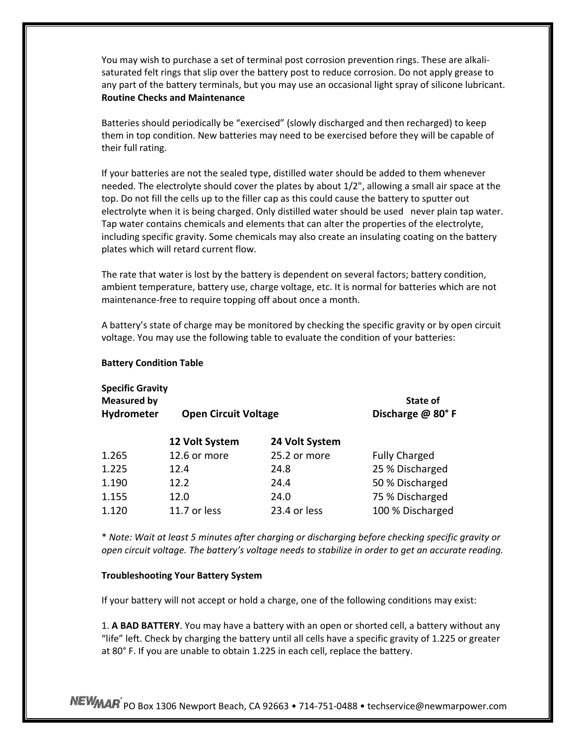You may wish to purchase a set of terminal post corrosion prevention rings. These are alkali-saturated felt rings that slip over the battery post to reduce corrosion. Do not apply grease to any part of the battery terminals, but you may use an occasional light spray of silicone lubricant.

**Routine Checks and Maintenance**

Batteries should periodically be "exercised" (slowly discharged and then recharged) to keep them in top condition. New batteries may need to be exercised before they will be capable of their full rating.

If your batteries are not the sealed type, distilled water should be added to them whenever needed. The electrolyte should cover the plates by about 1/2", allowing a small air space at the top. Do not fill the cells up to the filler cap as this could cause the battery to sputter out electrolyte when it is being charged. Only distilled water should be used never plain tap water. Tap water contains chemicals and elements that can alter the properties of the electrolyte, including specific gravity. Some chemicals may also create an insulating coating on the battery plates which will retard current flow.

The rate that water is lost by the battery is dependent on several factors; battery condition, ambient temperature, battery use, charge voltage, etc. It is normal for batteries which are not maintenance-free to require topping off about once a month.

A battery's state of charge may be monitored by checking the specific gravity or by open circuit voltage. You may use the following table to evaluate the condition of your batteries:

**Battery Condition Table**

| **Specific Gravity Measured by Hydrometer** | **Open Circuit Voltage** | | **State of Discharge @ 80° F** |
|---|---|---|---|
| | **12 Volt System** | **24 Volt System** | |
| 1.265 | 12.6 or more | 25.2 or more | Fully Charged |
| 1.225 | 12.4 | 24.8 | 25 % Discharged |
| 1.190 | 12.2 | 24.4 | 50 % Discharged |
| 1.155 | 12.0 | 24.0 | 75 % Discharged |
| 1.120 | 11.7 or less | 23.4 or less | 100 % Discharged |

\* *Note: Wait at least 5 minutes after charging or discharging before checking specific gravity or open circuit voltage. The battery's voltage needs to stabilize in order to get an accurate reading.*

**Troubleshooting Your Battery System**

If your battery will not accept or hold a charge, one of the following conditions may exist:

1. **A BAD BATTERY**. You may have a battery with an open or shorted cell, a battery without any "life" left. Check by charging the battery until all cells have a specific gravity of 1.225 or greater at 80° F. If you are unable to obtain 1.225 in each cell, replace the battery.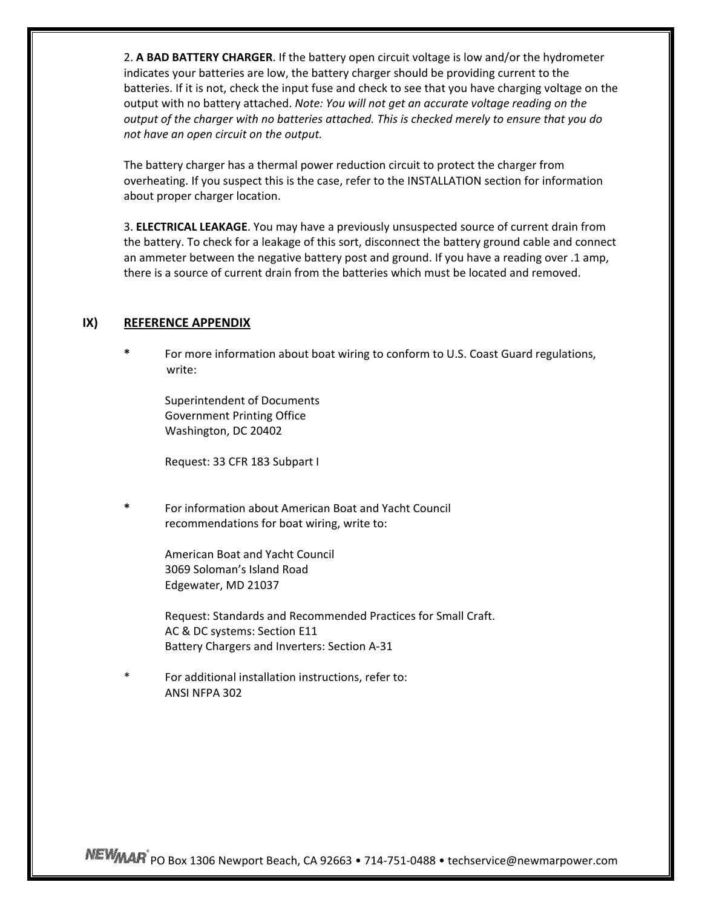2. **A BAD BATTERY CHARGER**. If the battery open circuit voltage is low and/or the hydrometer indicates your batteries are low, the battery charger should be providing current to the batteries. If it is not, check the input fuse and check to see that you have charging voltage on the output with no battery attached. *Note: You will not get an accurate voltage reading on the output of the charger with no batteries attached. This is checked merely to ensure that you do not have an open circuit on the output.*

The battery charger has a thermal power reduction circuit to protect the charger from overheating. If you suspect this is the case, refer to the INSTALLATION section for information about proper charger location.

3. **ELECTRICAL LEAKAGE**. You may have a previously unsuspected source of current drain from the battery. To check for a leakage of this sort, disconnect the battery ground cable and connect an ammeter between the negative battery post and ground. If you have a reading over .1 amp, there is a source of current drain from the batteries which must be located and removed.

## IX) REFERENCE APPENDIX

**\*** For more information about boat wiring to conform to U.S. Coast Guard regulations, write:

Superintendent of Documents
Government Printing Office
Washington, DC 20402

Request: 33 CFR 183 Subpart I

**\*** For information about American Boat and Yacht Council recommendations for boat wiring, write to:

American Boat and Yacht Council
3069 Soloman's Island Road
Edgewater, MD 21037

Request: Standards and Recommended Practices for Small Craft.
AC & DC systems: Section E11
Battery Chargers and Inverters: Section A-31

\* For additional installation instructions, refer to:
ANSI NFPA 302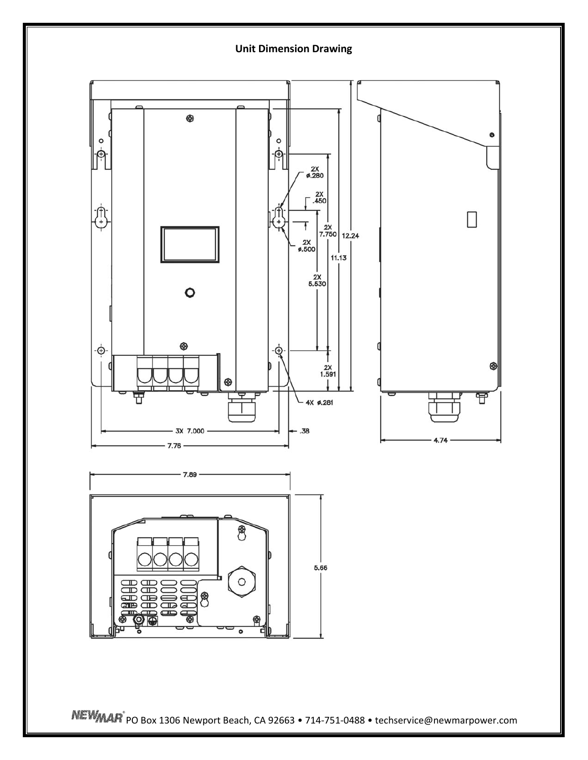**Unit Dimension Drawing**

2X ø.280

2X .450

2X ø.500

2X 7.750

12.24

11.13

2X 5.530

2X 1.591

4X ø.281

3X 7.000

.38

7.76

4.74

7.89

5.66